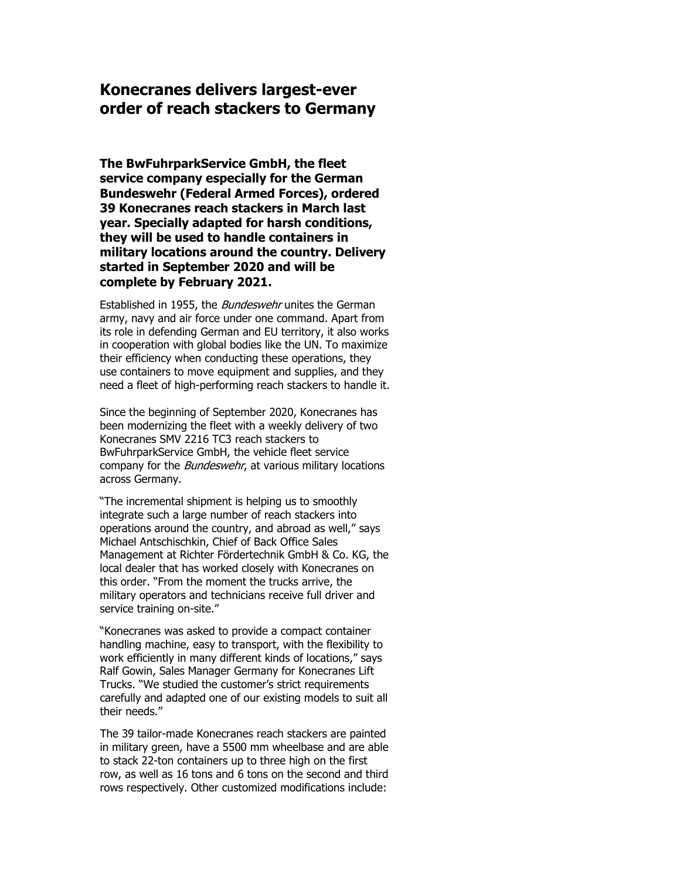# Konecranes delivers largest-ever order of reach stackers to Germany

**The BwFuhrparkService GmbH, the fleet service company especially for the German Bundeswehr (Federal Armed Forces), ordered 39 Konecranes reach stackers in March last year. Specially adapted for harsh conditions, they will be used to handle containers in military locations around the country. Delivery started in September 2020 and will be complete by February 2021.**

Established in 1955, the *Bundeswehr* unites the German army, navy and air force under one command. Apart from its role in defending German and EU territory, it also works in cooperation with global bodies like the UN. To maximize their efficiency when conducting these operations, they use containers to move equipment and supplies, and they need a fleet of high-performing reach stackers to handle it.

Since the beginning of September 2020, Konecranes has been modernizing the fleet with a weekly delivery of two Konecranes SMV 2216 TC3 reach stackers to BwFuhrparkService GmbH, the vehicle fleet service company for the *Bundeswehr*, at various military locations across Germany.

"The incremental shipment is helping us to smoothly integrate such a large number of reach stackers into operations around the country, and abroad as well," says Michael Antschischkin, Chief of Back Office Sales Management at Richter Fördertechnik GmbH & Co. KG, the local dealer that has worked closely with Konecranes on this order. "From the moment the trucks arrive, the military operators and technicians receive full driver and service training on-site."

"Konecranes was asked to provide a compact container handling machine, easy to transport, with the flexibility to work efficiently in many different kinds of locations," says Ralf Gowin, Sales Manager Germany for Konecranes Lift Trucks. "We studied the customer's strict requirements carefully and adapted one of our existing models to suit all their needs."

The 39 tailor-made Konecranes reach stackers are painted in military green, have a 5500 mm wheelbase and are able to stack 22-ton containers up to three high on the first row, as well as 16 tons and 6 tons on the second and third rows respectively. Other customized modifications include: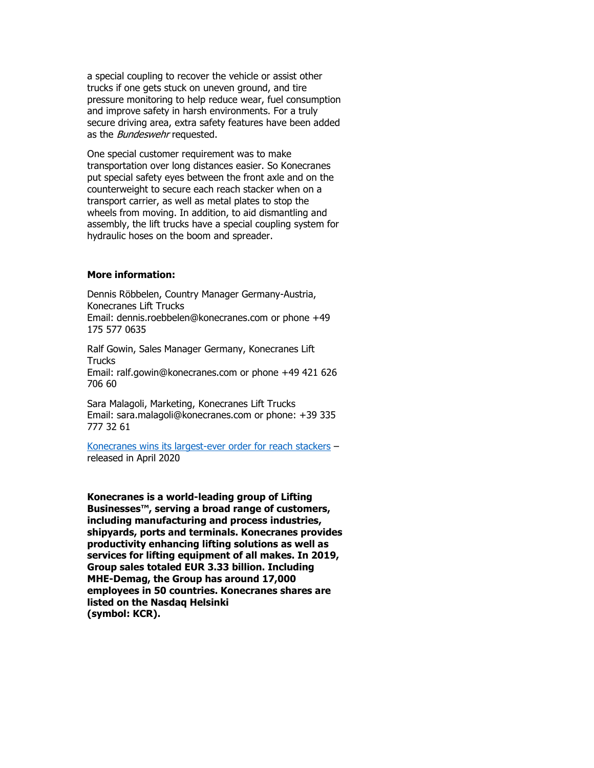a special coupling to recover the vehicle or assist other trucks if one gets stuck on uneven ground, and tire pressure monitoring to help reduce wear, fuel consumption and improve safety in harsh environments. For a truly secure driving area, extra safety features have been added as the *Bundeswehr* requested.

One special customer requirement was to make transportation over long distances easier. So Konecranes put special safety eyes between the front axle and on the counterweight to secure each reach stacker when on a transport carrier, as well as metal plates to stop the wheels from moving. In addition, to aid dismantling and assembly, the lift trucks have a special coupling system for hydraulic hoses on the boom and spreader.

**More information:**

Dennis Röbbelen, Country Manager Germany-Austria, Konecranes Lift Trucks
Email: dennis.roebbelen@konecranes.com or phone +49 175 577 0635

Ralf Gowin, Sales Manager Germany, Konecranes Lift Trucks
Email: ralf.gowin@konecranes.com or phone +49 421 626 706 60

Sara Malagoli, Marketing, Konecranes Lift Trucks
Email: sara.malagoli@konecranes.com or phone: +39 335 777 32 61

Konecranes wins its largest-ever order for reach stackers – released in April 2020

**Konecranes is a world-leading group of Lifting Businesses™, serving a broad range of customers, including manufacturing and process industries, shipyards, ports and terminals. Konecranes provides productivity enhancing lifting solutions as well as services for lifting equipment of all makes. In 2019, Group sales totaled EUR 3.33 billion. Including MHE-Demag, the Group has around 17,000 employees in 50 countries. Konecranes shares are listed on the Nasdaq Helsinki (symbol: KCR).**